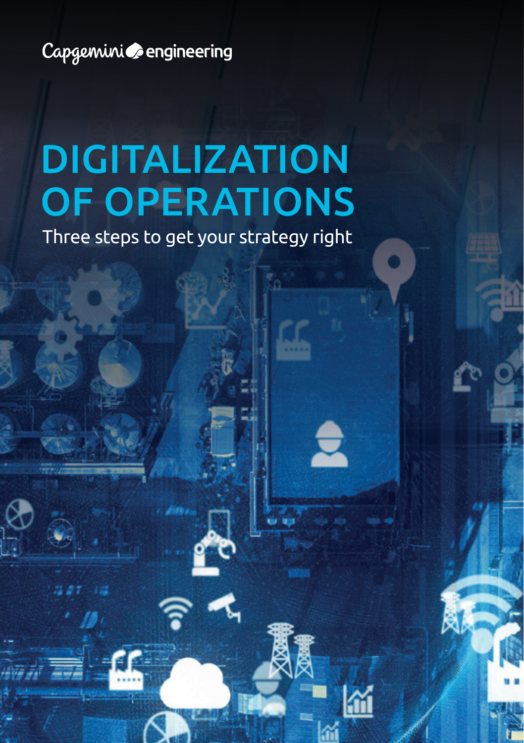Capgemini engineering

# DIGITALIZATION OF OPERATIONS

Three steps to get your strategy right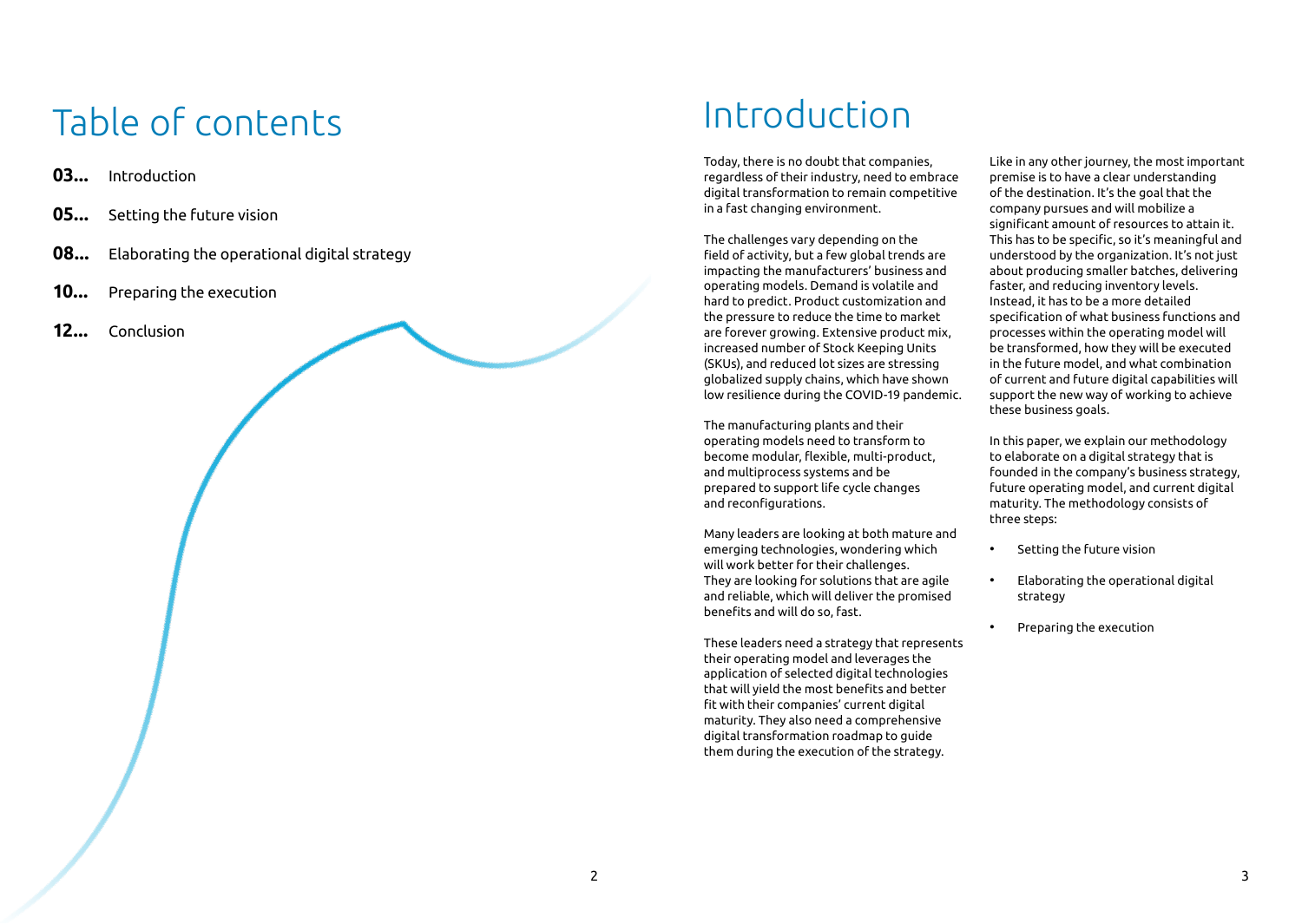# Table of contents

**03...** Introduction

**05...** Setting the future vision

**08...** Elaborating the operational digital strategy

**10...** Preparing the execution

**12...** Conclusion

# Introduction

Today, there is no doubt that companies, regardless of their industry, need to embrace digital transformation to remain competitive in a fast changing environment.

The challenges vary depending on the field of activity, but a few global trends are impacting the manufacturers' business and operating models. Demand is volatile and hard to predict. Product customization and the pressure to reduce the time to market are forever growing. Extensive product mix, increased number of Stock Keeping Units (SKUs), and reduced lot sizes are stressing globalized supply chains, which have shown low resilience during the COVID-19 pandemic.

The manufacturing plants and their operating models need to transform to become modular, flexible, multi-product, and multiprocess systems and be prepared to support life cycle changes and reconfigurations.

Many leaders are looking at both mature and emerging technologies, wondering which will work better for their challenges. They are looking for solutions that are agile and reliable, which will deliver the promised benefits and will do so, fast.

These leaders need a strategy that represents their operating model and leverages the application of selected digital technologies that will yield the most benefits and better fit with their companies' current digital maturity. They also need a comprehensive digital transformation roadmap to guide them during the execution of the strategy.

Like in any other journey, the most important premise is to have a clear understanding of the destination. It's the goal that the company pursues and will mobilize a significant amount of resources to attain it. This has to be specific, so it's meaningful and understood by the organization. It's not just about producing smaller batches, delivering faster, and reducing inventory levels. Instead, it has to be a more detailed specification of what business functions and processes within the operating model will be transformed, how they will be executed in the future model, and what combination of current and future digital capabilities will support the new way of working to achieve these business goals.

In this paper, we explain our methodology to elaborate on a digital strategy that is founded in the company's business strategy, future operating model, and current digital maturity. The methodology consists of three steps:

- Setting the future vision
- Elaborating the operational digital strategy
- Preparing the execution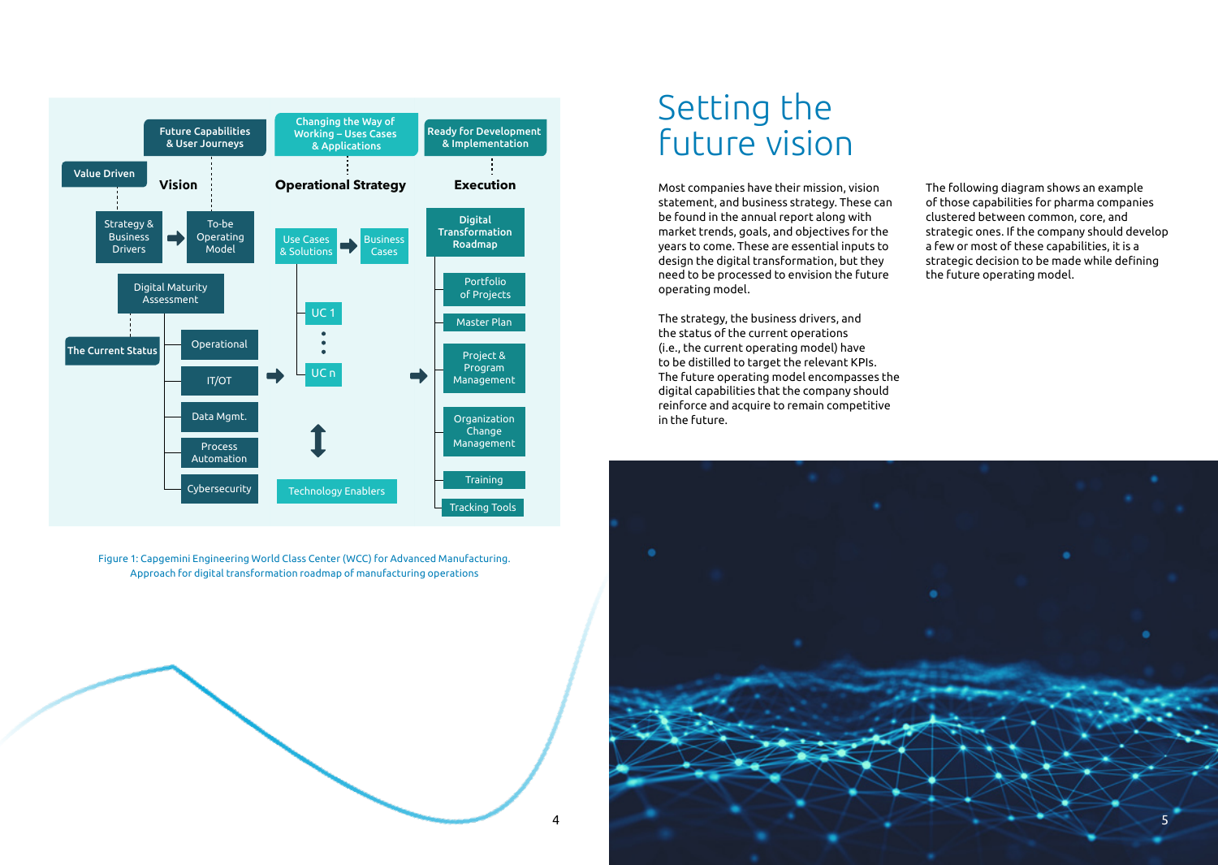Value Driven

Future Capabilities & User Journeys

Vision

Strategy & Business Drivers → To-be Operating Model

Digital Maturity Assessment

The Current Status

- Operational
- IT/OT
- Data Mgmt.
- Process Automation
- Cybersecurity

Changing the Way of Working – Uses Cases & Applications

Operational Strategy

Use Cases & Solutions → Business Cases

- UC 1
- ⋮
- UC n

Technology Enablers

Ready for Development & Implementation

Execution

Digital Transformation Roadmap

- Portfolio of Projects
- Master Plan
- Project & Program Management
- Organization Change Management
- Training
- Tracking Tools

Figure 1: Capgemini Engineering World Class Center (WCC) for Advanced Manufacturing. Approach for digital transformation roadmap of manufacturing operations

# Setting the future vision

Most companies have their mission, vision statement, and business strategy. These can be found in the annual report along with market trends, goals, and objectives for the years to come. These are essential inputs to design the digital transformation, but they need to be processed to envision the future operating model.

The strategy, the business drivers, and the status of the current operations (i.e., the current operating model) have to be distilled to target the relevant KPIs. The future operating model encompasses the digital capabilities that the company should reinforce and acquire to remain competitive in the future.

The following diagram shows an example of those capabilities for pharma companies clustered between common, core, and strategic ones. If the company should develop a few or most of these capabilities, it is a strategic decision to be made while defining the future operating model.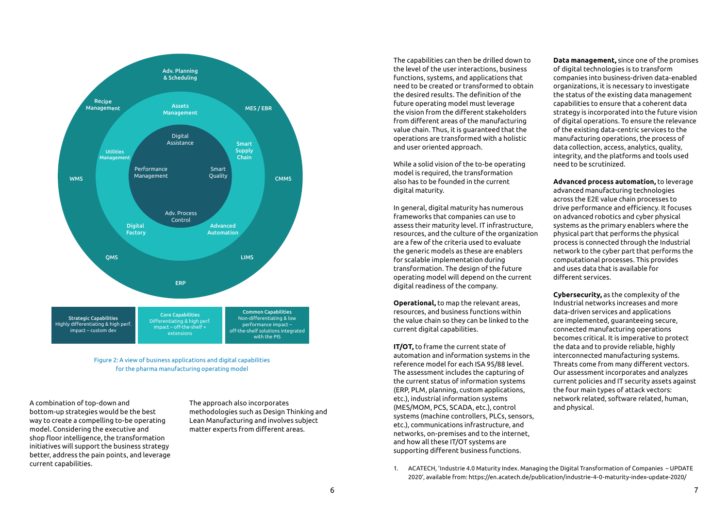Adv. Planning & Scheduling

Recipe Management

MES / EBR

Assets Management

Digital Assistance

Smart Supply Chain

Utilities Management

Performance Management

Smart Quality

WMS

CMMS

Adv. Process Control

Digital Factory

Advanced Automation

QMS

LIMS

ERP

| Strategic Capabilities Highly differentiating & high perf. impact – custom dev | Core Capabilities Differentiating & high perf. impact – off-the-shelf + extensions | Common Capabilities Non-differentiating & low performance impact – off-the-shelf solutions integrated with the PIS |
|---|---|---|

Figure 2: A view of business applications and digital capabilities for the pharma manufacturing operating model

A combination of top-down and bottom-up strategies would be the best way to create a compelling to-be operating model. Considering the executive and shop floor intelligence, the transformation initiatives will support the business strategy better, address the pain points, and leverage current capabilities.

The approach also incorporates methodologies such as Design Thinking and Lean Manufacturing and involves subject matter experts from different areas.

The capabilities can then be drilled down to the level of the user interactions, business functions, systems, and applications that need to be created or transformed to obtain the desired results. The definition of the future operating model must leverage the vision from the different stakeholders from different areas of the manufacturing value chain. Thus, it is guaranteed that the operations are transformed with a holistic and user oriented approach.

While a solid vision of the to-be operating model is required, the transformation also has to be founded in the current digital maturity.

In general, digital maturity has numerous frameworks that companies can use to assess their maturity level. IT infrastructure, resources, and the culture of the organization are a few of the criteria used to evaluate the generic models as these are enablers for scalable implementation during transformation. The design of the future operating model will depend on the current digital readiness of the company.

**Operational,** to map the relevant areas, resources, and business functions within the value chain so they can be linked to the current digital capabilities.

**IT/OT,** to frame the current state of automation and information systems in the reference model for each ISA 95/88 level. The assessment includes the capturing of the current status of information systems (ERP, PLM, planning, custom applications, etc.), industrial information systems (MES/MOM, PCS, SCADA, etc.), control systems (machine controllers, PLCs, sensors, etc.), communications infrastructure, and networks, on-premises and to the internet, and how all these IT/OT systems are supporting different business functions.

**Data management,** since one of the promises of digital technologies is to transform companies into business-driven data-enabled organizations, it is necessary to investigate the status of the existing data management capabilities to ensure that a coherent data strategy is incorporated into the future vision of digital operations. To ensure the relevance of the existing data-centric services to the manufacturing operations, the process of data collection, access, analytics, quality, integrity, and the platforms and tools used need to be scrutinized.

**Advanced process automation,** to leverage advanced manufacturing technologies across the E2E value chain processes to drive performance and efficiency. It focuses on advanced robotics and cyber physical systems as the primary enablers where the physical part that performs the physical process is connected through the Industrial network to the cyber part that performs the computational processes. This provides and uses data that is available for different services.

**Cybersecurity,** as the complexity of the Industrial networks increases and more data-driven services and applications are implemented, guaranteeing secure, connected manufacturing operations becomes critical. It is imperative to protect the data and to provide reliable, highly interconnected manufacturing systems. Threats come from many different vectors. Our assessment incorporates and analyzes current policies and IT security assets against the four main types of attack vectors: network related, software related, human, and physical.

1. ACATECH, 'Industrie 4.0 Maturity Index. Managing the Digital Transformation of Companies – UPDATE 2020', available from: https://en.acatech.de/publication/industrie-4-0-maturity-index-update-2020/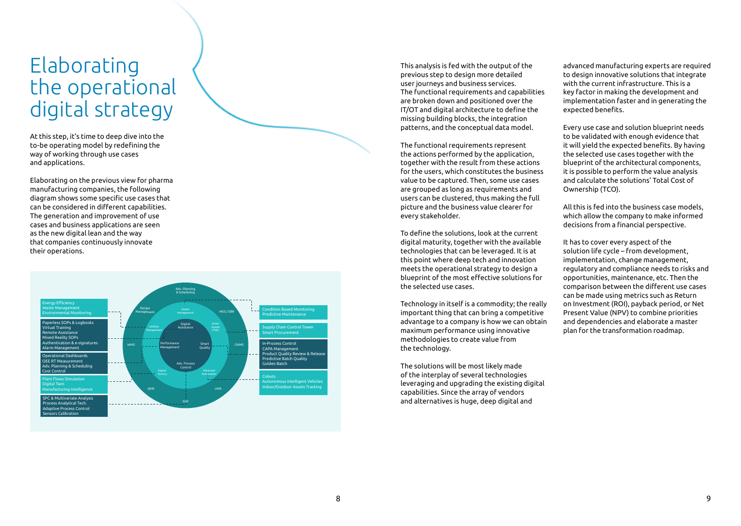# Elaborating the operational digital strategy

At this step, it's time to deep dive into the to-be operating model by redefining the way of working through use cases and applications.

Elaborating on the previous view for pharma manufacturing companies, the following diagram shows some specific use cases that can be considered in different capabilities. The generation and improvement of use cases and business applications are seen as the new digital lean and the way that companies continuously innovate their operations.

- Energy Efficiency
  Waste Management
  Environmental Monitoring
- Paperless SOPs & Logbooks
  Virtual Training
  Remote Assistance
  Mixed Reality SOPs
  Authentication & e-signatures
  Alarm Management
- Operational Dashboards
  OEE RT Measurement
  Adv. Planning & Scheduling
  Cost Control
- Plant Flows Simulation
  Digital Twin
  Manufacturing Intelligence
- SPC & Multivariate Analysis
  Process Analytical Tech.
  Adaptive Process Control
  Sensors Calibration

Adv. Planning & Scheduling · Recipe Management · Assets Management · MES / EBR · Utilities Management · Digital Assistance · Smart Supply Chain · WMS · Performance Management · Smart Quality · CMMS · Adv. Process Control · Digital Factory · Advanced Automation · QMS · LIMS · ERP

- Condition Based Monitoring
  Predictive Maintenance
- Supply Chain Control Tower
  Smart Procurement
- In-Process Control
  CAPA Management
  Product Quality Review & Release
  Predictive Batch Quality
  Golden Batch
- Cobots
  Autonomous Intelligent Vehicles
  Indoor/Outdoor Assets Tracking

This analysis is fed with the output of the previous step to design more detailed user journeys and business services. The functional requirements and capabilities are broken down and positioned over the IT/OT and digital architecture to define the missing building blocks, the integration patterns, and the conceptual data model.

The functional requirements represent the actions performed by the application, together with the result from these actions for the users, which constitutes the business value to be captured. Then, some use cases are grouped as long as requirements and users can be clustered, thus making the full picture and the business value clearer for every stakeholder.

To define the solutions, look at the current digital maturity, together with the available technologies that can be leveraged. It is at this point where deep tech and innovation meets the operational strategy to design a blueprint of the most effective solutions for the selected use cases.

Technology in itself is a commodity; the really important thing that can bring a competitive advantage to a company is how we can obtain maximum performance using innovative methodologies to create value from the technology.

The solutions will be most likely made of the interplay of several technologies leveraging and upgrading the existing digital capabilities. Since the array of vendors and alternatives is huge, deep digital and advanced manufacturing experts are required to design innovative solutions that integrate with the current infrastructure. This is a key factor in making the development and implementation faster and in generating the expected benefits.

Every use case and solution blueprint needs to be validated with enough evidence that it will yield the expected benefits. By having the selected use cases together with the blueprint of the architectural components, it is possible to perform the value analysis and calculate the solutions' Total Cost of Ownership (TCO).

All this is fed into the business case models, which allow the company to make informed decisions from a financial perspective.

It has to cover every aspect of the solution life cycle – from development, implementation, change management, regulatory and compliance needs to risks and opportunities, maintenance, etc. Then the comparison between the different use cases can be made using metrics such as Return on Investment (ROI), payback period, or Net Present Value (NPV) to combine priorities and dependencies and elaborate a master plan for the transformation roadmap.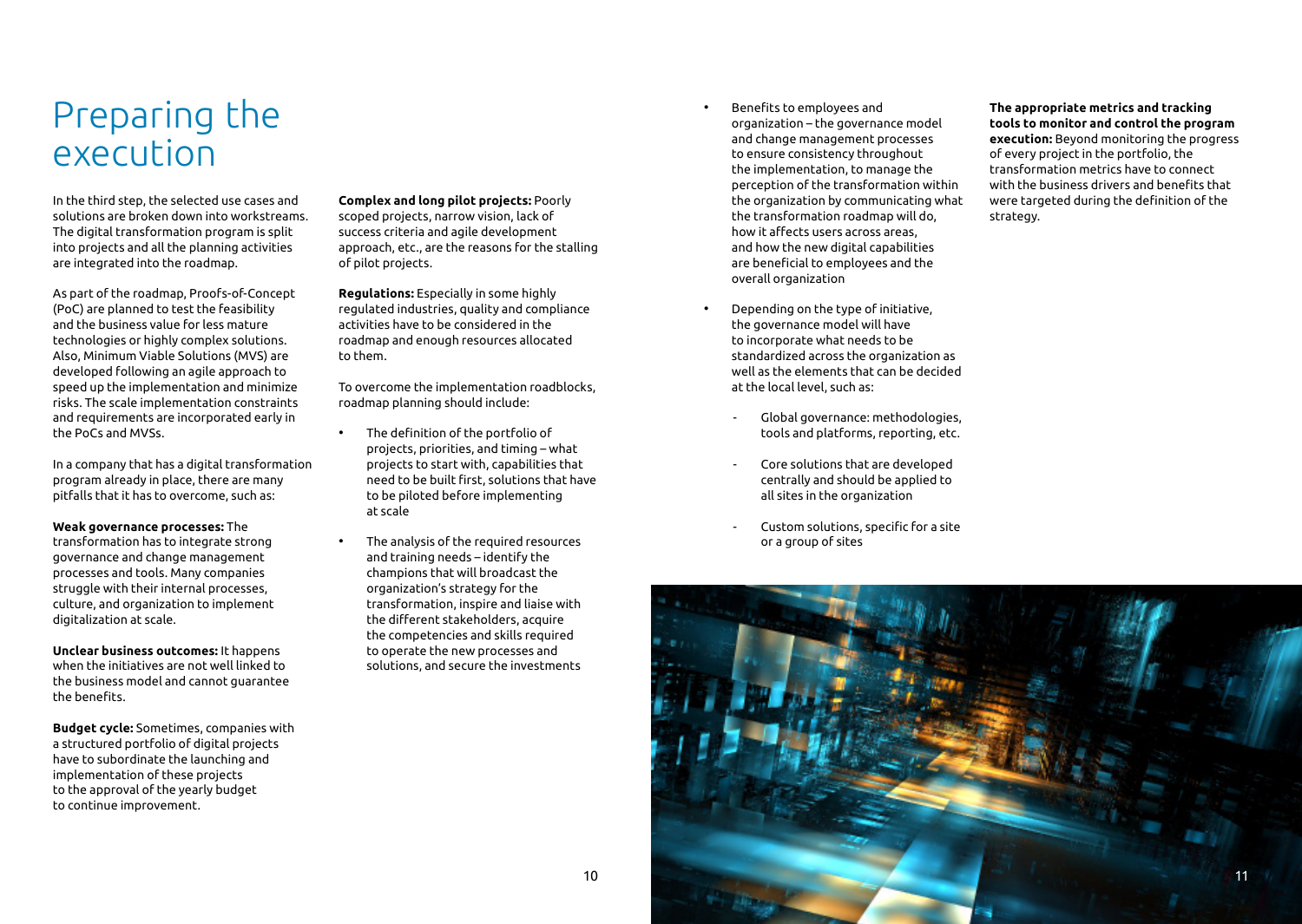# Preparing the execution

In the third step, the selected use cases and solutions are broken down into workstreams. The digital transformation program is split into projects and all the planning activities are integrated into the roadmap.

As part of the roadmap, Proofs-of-Concept (PoC) are planned to test the feasibility and the business value for less mature technologies or highly complex solutions. Also, Minimum Viable Solutions (MVS) are developed following an agile approach to speed up the implementation and minimize risks. The scale implementation constraints and requirements are incorporated early in the PoCs and MVSs.

In a company that has a digital transformation program already in place, there are many pitfalls that it has to overcome, such as:

**Weak governance processes:** The transformation has to integrate strong governance and change management processes and tools. Many companies struggle with their internal processes, culture, and organization to implement digitalization at scale.

**Unclear business outcomes:** It happens when the initiatives are not well linked to the business model and cannot guarantee the benefits.

**Budget cycle:** Sometimes, companies with a structured portfolio of digital projects have to subordinate the launching and implementation of these projects to the approval of the yearly budget to continue improvement.

**Complex and long pilot projects:** Poorly scoped projects, narrow vision, lack of success criteria and agile development approach, etc., are the reasons for the stalling of pilot projects.

**Regulations:** Especially in some highly regulated industries, quality and compliance activities have to be considered in the roadmap and enough resources allocated to them.

To overcome the implementation roadblocks, roadmap planning should include:

- The definition of the portfolio of projects, priorities, and timing – what projects to start with, capabilities that need to be built first, solutions that have to be piloted before implementing at scale
- The analysis of the required resources and training needs – identify the champions that will broadcast the organization's strategy for the transformation, inspire and liaise with the different stakeholders, acquire the competencies and skills required to operate the new processes and solutions, and secure the investments
- Benefits to employees and organization – the governance model and change management processes to ensure consistency throughout the implementation, to manage the perception of the transformation within the organization by communicating what the transformation roadmap will do, how it affects users across areas, and how the new digital capabilities are beneficial to employees and the overall organization
- Depending on the type of initiative, the governance model will have to incorporate what needs to be standardized across the organization as well as the elements that can be decided at the local level, such as:
    - Global governance: methodologies, tools and platforms, reporting, etc.
    - Core solutions that are developed centrally and should be applied to all sites in the organization
    - Custom solutions, specific for a site or a group of sites

**The appropriate metrics and tracking tools to monitor and control the program execution:** Beyond monitoring the progress of every project in the portfolio, the transformation metrics have to connect with the business drivers and benefits that were targeted during the definition of the strategy.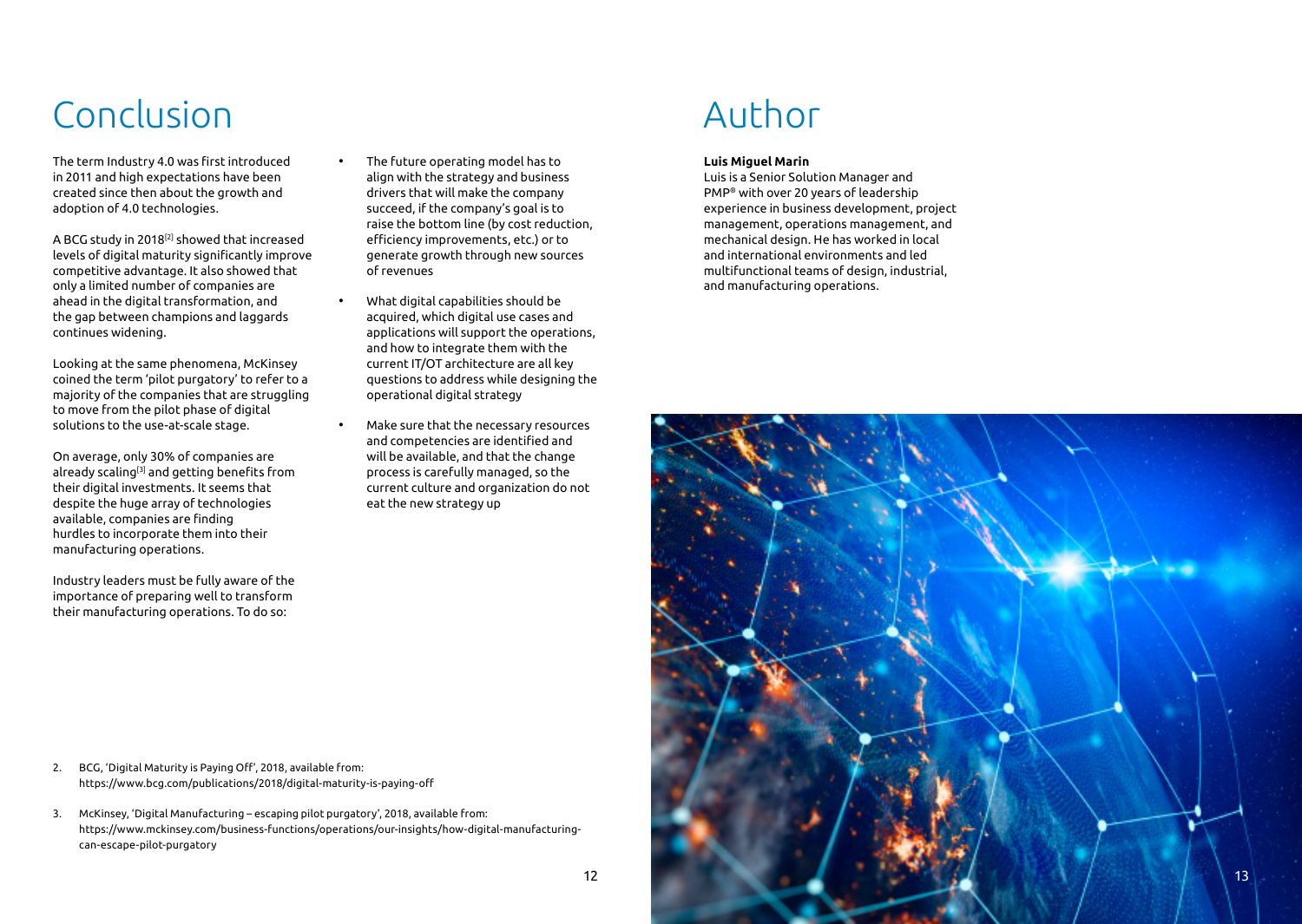# Conclusion

The term Industry 4.0 was first introduced in 2011 and high expectations have been created since then about the growth and adoption of 4.0 technologies.

A BCG study in 2018[2] showed that increased levels of digital maturity significantly improve competitive advantage. It also showed that only a limited number of companies are ahead in the digital transformation, and the gap between champions and laggards continues widening.

Looking at the same phenomena, McKinsey coined the term 'pilot purgatory' to refer to a majority of the companies that are struggling to move from the pilot phase of digital solutions to the use-at-scale stage.

On average, only 30% of companies are already scaling[3] and getting benefits from their digital investments. It seems that despite the huge array of technologies available, companies are finding hurdles to incorporate them into their manufacturing operations.

Industry leaders must be fully aware of the importance of preparing well to transform their manufacturing operations. To do so:

- The future operating model has to align with the strategy and business drivers that will make the company succeed, if the company's goal is to raise the bottom line (by cost reduction, efficiency improvements, etc.) or to generate growth through new sources of revenues
- What digital capabilities should be acquired, which digital use cases and applications will support the operations, and how to integrate them with the current IT/OT architecture are all key questions to address while designing the operational digital strategy
- Make sure that the necessary resources and competencies are identified and will be available, and that the change process is carefully managed, so the current culture and organization do not eat the new strategy up

2. BCG, 'Digital Maturity is Paying Off', 2018, available from: https://www.bcg.com/publications/2018/digital-maturity-is-paying-off

3. McKinsey, 'Digital Manufacturing – escaping pilot purgatory', 2018, available from: https://www.mckinsey.com/business-functions/operations/our-insights/how-digital-manufacturing-can-escape-pilot-purgatory

# Author

**Luis Miguel Marin**

Luis is a Senior Solution Manager and PMP® with over 20 years of leadership experience in business development, project management, operations management, and mechanical design. He has worked in local and international environments and led multifunctional teams of design, industrial, and manufacturing operations.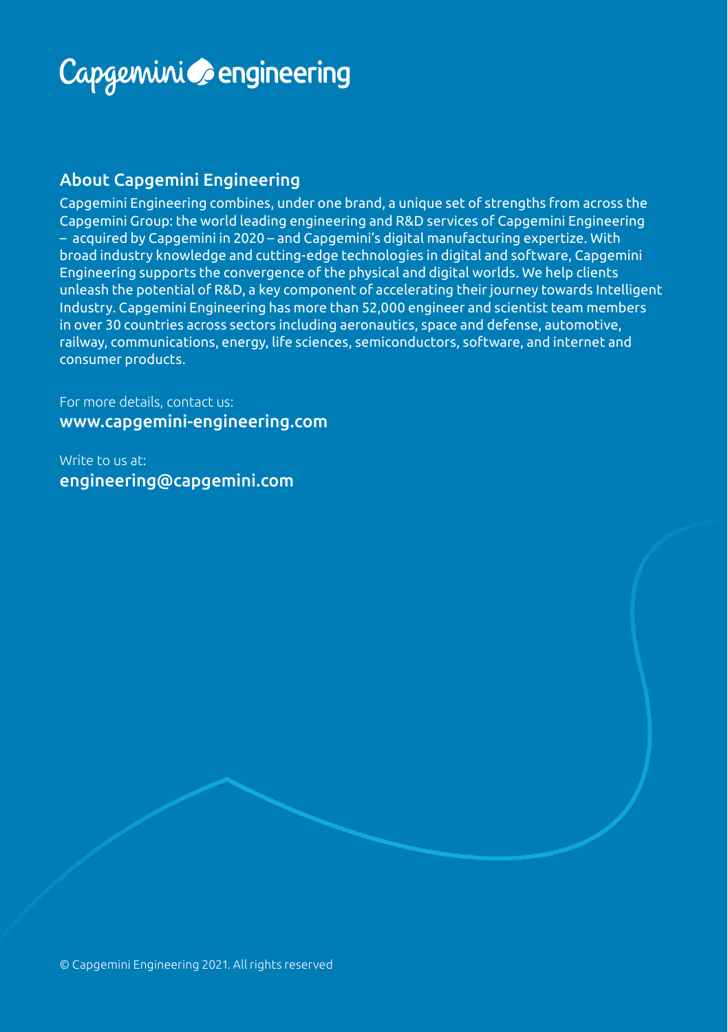# Capgemini engineering

## About Capgemini Engineering

Capgemini Engineering combines, under one brand, a unique set of strengths from across the Capgemini Group: the world leading engineering and R&D services of Capgemini Engineering – acquired by Capgemini in 2020 – and Capgemini's digital manufacturing expertize. With broad industry knowledge and cutting-edge technologies in digital and software, Capgemini Engineering supports the convergence of the physical and digital worlds. We help clients unleash the potential of R&D, a key component of accelerating their journey towards Intelligent Industry. Capgemini Engineering has more than 52,000 engineer and scientist team members in over 30 countries across sectors including aeronautics, space and defense, automotive, railway, communications, energy, life sciences, semiconductors, software, and internet and consumer products.

For more details, contact us:
**www.capgemini-engineering.com**

Write to us at:
**engineering@capgemini.com**

© Capgemini Engineering 2021. All rights reserved